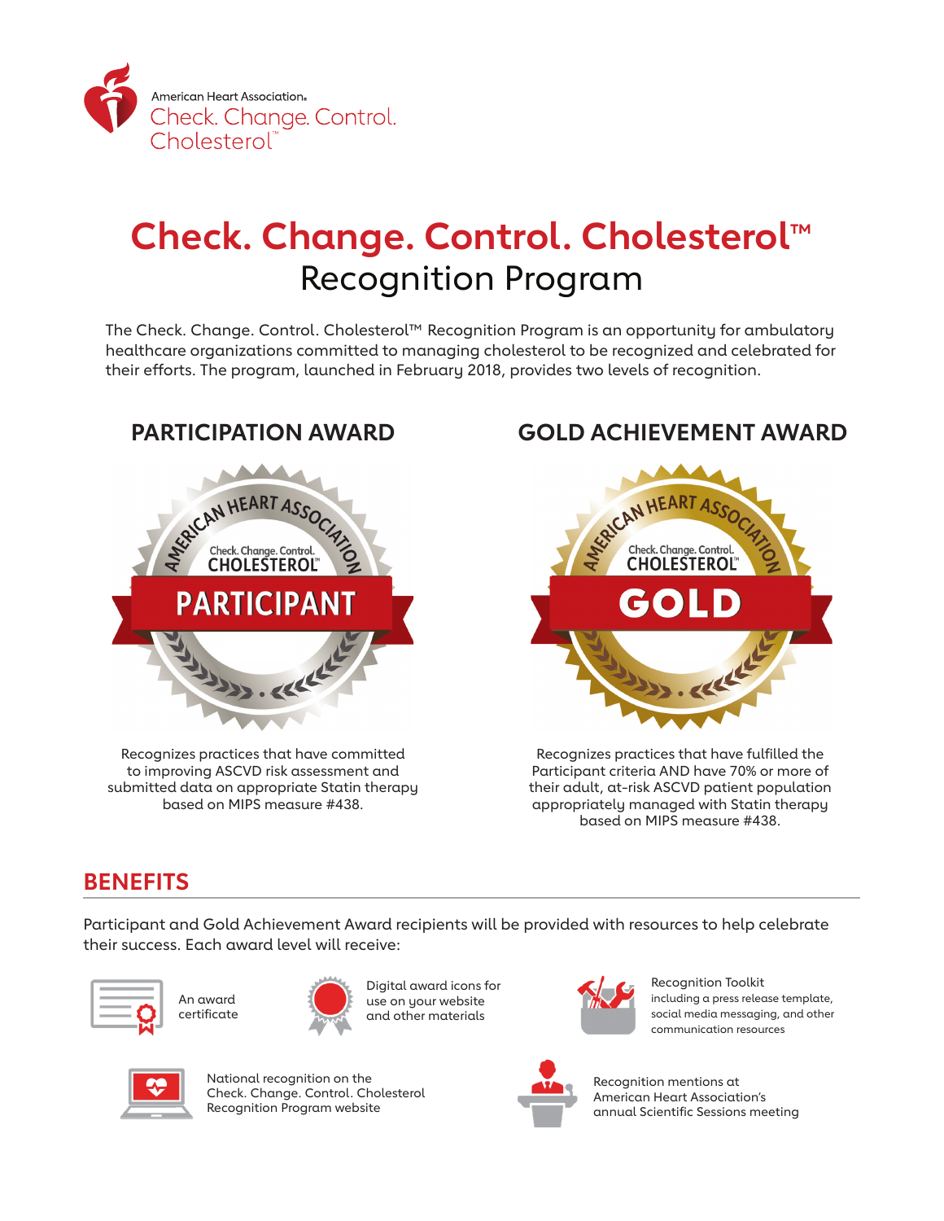American Heart Association.
Check. Change. Control. Cholesterol™

# Check. Change. Control. Cholesterol™ Recognition Program

The Check. Change. Control. Cholesterol™ Recognition Program is an opportunity for ambulatory healthcare organizations committed to managing cholesterol to be recognized and celebrated for their efforts. The program, launched in February 2018, provides two levels of recognition.

## PARTICIPATION AWARD

Recognizes practices that have committed to improving ASCVD risk assessment and submitted data on appropriate Statin therapy based on MIPS measure #438.

## GOLD ACHIEVEMENT AWARD

Recognizes practices that have fulfilled the Participant criteria AND have 70% or more of their adult, at-risk ASCVD patient population appropriately managed with Statin therapy based on MIPS measure #438.

## BENEFITS

Participant and Gold Achievement Award recipients will be provided with resources to help celebrate their success. Each award level will receive:

- An award certificate
- Digital award icons for use on your website and other materials
- Recognition Toolkit including a press release template, social media messaging, and other communication resources
- National recognition on the Check. Change. Control. Cholesterol Recognition Program website
- Recognition mentions at American Heart Association's annual Scientific Sessions meeting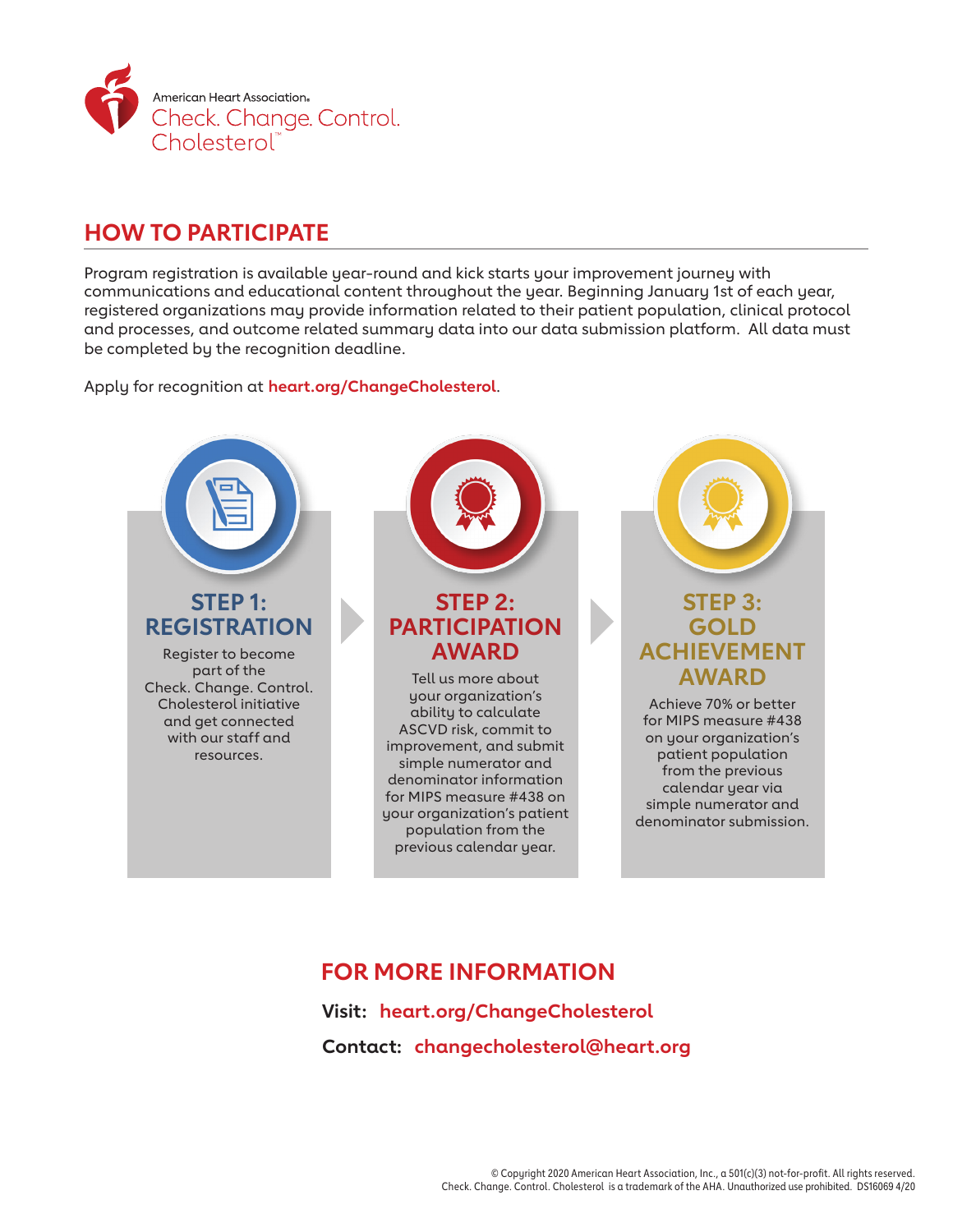American Heart Association.
Check. Change. Control.
Cholesterol™

## HOW TO PARTICIPATE

Program registration is available year-round and kick starts your improvement journey with communications and educational content throughout the year. Beginning January 1st of each year, registered organizations may provide information related to their patient population, clinical protocol and processes, and outcome related summary data into our data submission platform. All data must be completed by the recognition deadline.

Apply for recognition at **heart.org/ChangeCholesterol**.

### STEP 1: REGISTRATION

Register to become part of the Check. Change. Control. Cholesterol initiative and get connected with our staff and resources.

### STEP 2: PARTICIPATION AWARD

Tell us more about your organization's ability to calculate ASCVD risk, commit to improvement, and submit simple numerator and denominator information for MIPS measure #438 on your organization's patient population from the previous calendar year.

### STEP 3: GOLD ACHIEVEMENT AWARD

Achieve 70% or better for MIPS measure #438 on your organization's patient population from the previous calendar year via simple numerator and denominator submission.

## FOR MORE INFORMATION

**Visit:** **heart.org/ChangeCholesterol**

**Contact:** **changecholesterol@heart.org**

© Copyright 2020 American Heart Association, Inc., a 501(c)(3) not-for-profit. All rights reserved.
Check. Change. Control. Cholesterol is a trademark of the AHA. Unauthorized use prohibited. DS16069 4/20